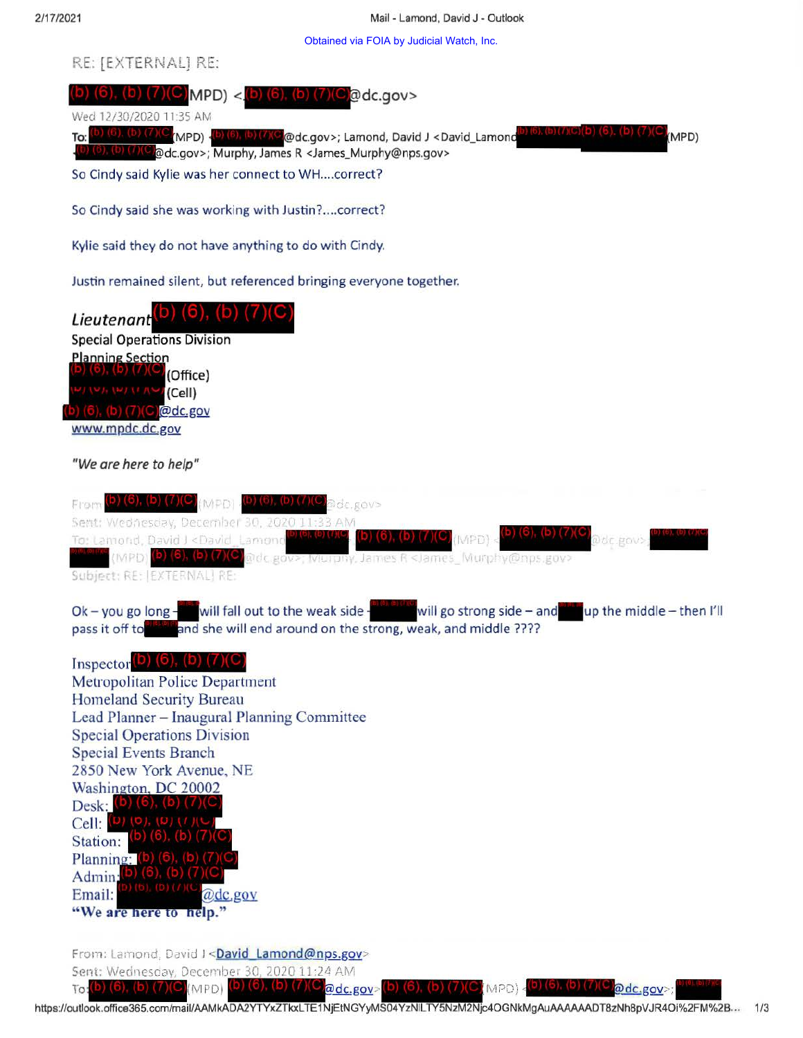Obtained via FOIA by Judicial Watch, Inc.

RE: [EXTERNAL] RE:

(b) (6), (b) (7)(C) MPD) <(b) (6), (b) (7)(C)@dc.gov>

Wed 12/30/2020 11:35 AM

To: (b) (6), (b) (7)(C) (MPD) (b) (6), (b) (7)(C)@dc.gov>; Lamond, David J <David_Lamond(b) (6), (b) (7)(C) (b) (6), (b) (7)(C) (MPD) (b) (6), (b) (7)(C)@dc.gov>; Murphy, James R <James_Murphy@nps.gov>

So Cindy said Kylie was her connect to WH....correct?

So Cindy said she was working with Justin?....correct?

Kylie said they do not have anything to do with Cindy.

Justin remained silent, but referenced bringing everyone together.

*Lieutenant* (b) (6), (b) (7)(C)
Special Operations Division
Planning Section
(b) (6), (b) (7)(C) (Office)
(b) (6), (b) (7)(C) (Cell)
(b) (6), (b) (7)(C)@dc.gov
www.mpdc.dc.gov

*"We are here to help"*

From: (b) (6), (b) (7)(C) (MPD) (b) (6), (b) (7)(C)@dc.gov>
Sent: Wednesday, December 30, 2020 11:33 AM
To: Lamond, David J <David_Lamond(b) (6), (b) (7)(C) (b) (6), (b) (7)(C) (MPD) (b) (6), (b) (7)(C)@dc.gov>; (b) (6), (b) (7)(C) (MPD) (b) (6), (b) (7)(C)@dc.gov>; Murphy, James R <James_Murphy@nps.gov>
Subject: RE: [EXTERNAL] RE:

Ok – you go long – (b) (6) will fall out to the weak side – (b) (6), (b) (7)(C) will go strong side – and (b) (6) up the middle – then I'll pass it off to (b) (6), (b) (7) and she will end around on the strong, weak, and middle ????

Inspector (b) (6), (b) (7)(C)
Metropolitan Police Department
Homeland Security Bureau
Lead Planner – Inaugural Planning Committee
Special Operations Division
Special Events Branch
2850 New York Avenue, NE
Washington, DC 20002
Desk: (b) (6), (b) (7)(C)
Cell: (b) (6), (b) (7)(C)
Station: (b) (6), (b) (7)(C)
Planning: (b) (6), (b) (7)(C)
Admin: (b) (6), (b) (7)(C)
Email: (b) (6), (b) (7)(C)@dc.gov
**"We are here to help."**

From: Lamond, David J <David_Lamond@nps.gov>
Sent: Wednesday, December 30, 2020 11:24 AM
To: (b) (6), (b) (7)(C) (MPD) (b) (6), (b) (7)(C)@dc.gov>; (b) (6), (b) (7)(C) (MPD) (b) (6), (b) (7)(C)@dc.gov>; (b) (6), (b) (7)(C)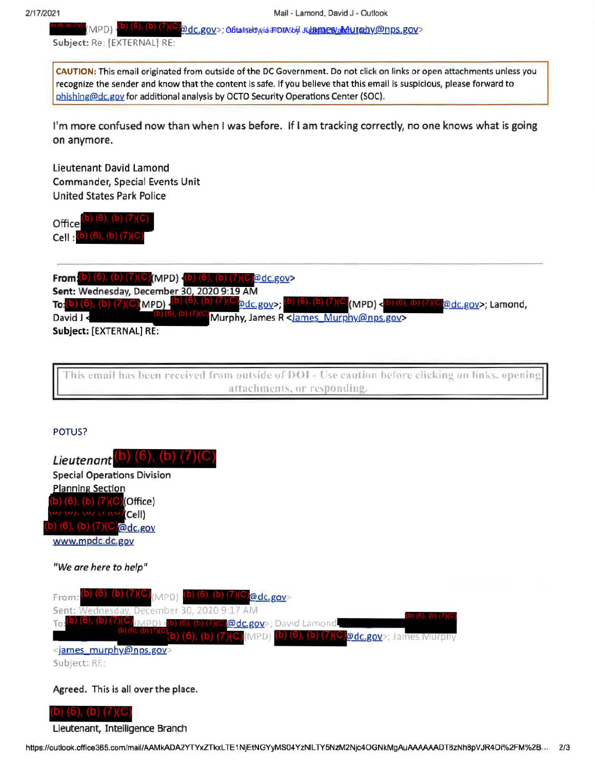(b) (6), (b) (7)(C) (MPD) (b) (6), (b) (7)(C)@dc.gov>; Obtained via FOIA by Judicial Watch, Inc. James_Murphy@nps.gov>
Subject: Re: [EXTERNAL] RE:

**CAUTION:** This email originated from outside of the DC Government. Do not click on links or open attachments unless you recognize the sender and know that the content is safe. If you believe that this email is suspicious, please forward to phishing@dc.gov for additional analysis by OCTO Security Operations Center (SOC).

I'm more confused now than when I was before. If I am tracking correctly, no one knows what is going on anymore.

Lieutenant David Lamond
Commander, Special Events Unit
United States Park Police

Office (b) (6), (b) (7)(C)
Cell : (b) (6), (b) (7)(C)

---

**From:** (b) (6), (b) (7)(C) (MPD) (b) (6), (b) (7)(C)@dc.gov>
**Sent:** Wednesday, December 30, 2020 9:19 AM
**To:** (b) (6), (b) (7)(C) (MPD) (b) (6), (b) (7)(C)@dc.gov>; (b) (6), (b) (7)(C) (MPD) <(b) (6), (b) (7)(C)@dc.gov>; Lamond, David J <(b) (6), (b) (7)(C) Murphy, James R <James_Murphy@nps.gov>
**Subject:** [EXTERNAL] RE:

This email has been received from outside of DOI - Use caution before clicking on links, opening attachments, or responding.

POTUS?

*Lieutenant* (b) (6), (b) (7)(C)
Special Operations Division
Planning Section
(b) (6), (b) (7)(C) (Office)
(b) (6), (b) (7)(C) (Cell)
(b) (6), (b) (7)(C)@dc.gov
www.mpdc.dc.gov

*"We are here to help"*

From: (b) (6), (b) (7)(C) (MPD) (b) (6), (b) (7)(C)@dc.gov>
Sent: Wednesday, December 30, 2020 9:17 AM
To: (b) (6), (b) (7)(C) (MPD) (b) (6), (b) (7)(C)@dc.gov>; David Lamond (b) (6), (b) (7)(C) (b) (6), (b) (7)(C) (b) (6), (b) (7)(C) (MPD) (b) (6), (b) (7)(C)@dc.gov>; James Murphy <james_murphy@nps.gov>
Subject: RE:

Agreed. This is all over the place.

(b) (6), (b) (7)(C)
Lieutenant, Intelligence Branch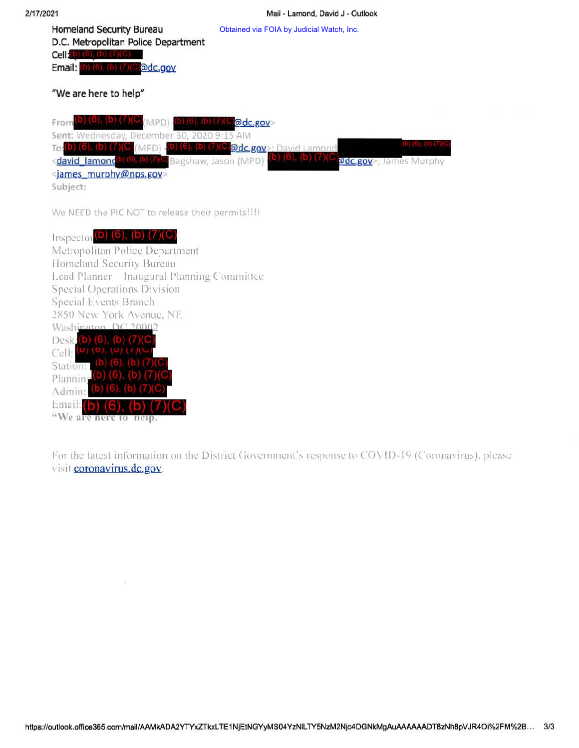Homeland Security Bureau
D.C. Metropolitan Police Department
Cell: (b) (6), (b) (7)(C)
Email: (b) (6), (b) (7)(C)@dc.gov

"We are here to help"

From: (b) (6), (b) (7)(C) (MPD) <(b) (6), (b) (7)(C)@dc.gov>
Sent: Wednesday, December 30, 2020 9:15 AM
To: (b) (6), (b) (7)(C) (MPD) <(b) (6), (b) (7)(C)@dc.gov>; David Lamond (b) (6), (b) (7)(C) <david_lamond(b) (6), (b) (7)(C)>; Bagshaw, Jason (MPD) <(b) (6), (b) (7)(C)@dc.gov>; James Murphy <james_murphy@nps.gov>
Subject:

We NEED the PIC NOT to release their permits!!!!

Inspector (b) (6), (b) (7)(C)
Metropolitan Police Department
Homeland Security Bureau
Lead Planner Inaugural Planning Committee
Special Operations Division
Special Events Branch
2850 New York Avenue, NE
Washington, DC 20002
Desk: (b) (6), (b) (7)(C)
Cell: (b) (6), (b) (7)(C)
Station: (b) (6), (b) (7)(C)
Planning: (b) (6), (b) (7)(C)
Admin: (b) (6), (b) (7)(C)
Email: (b) (6), (b) (7)(C)
"We are here to help.

For the latest information on the District Government's response to COVID-19 (Coronavirus), please visit coronavirus.dc.gov.